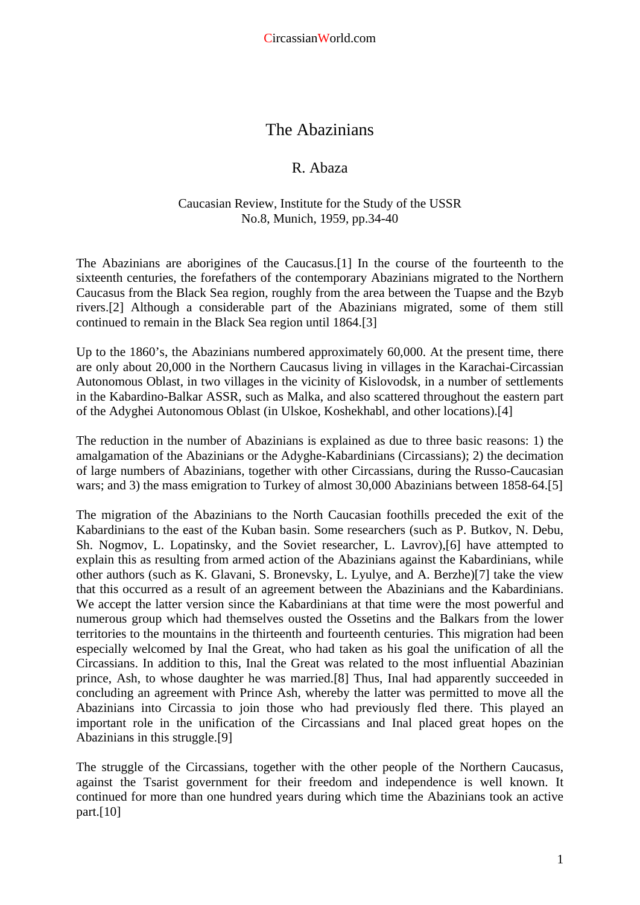# The Abazinians

## R. Abaza

Caucasian Review, Institute for the Study of the USSR
No.8, Munich, 1959, pp.34-40

The Abazinians are aborigines of the Caucasus.[1] In the course of the fourteenth to the sixteenth centuries, the forefathers of the contemporary Abazinians migrated to the Northern Caucasus from the Black Sea region, roughly from the area between the Tuapse and the Bzyb rivers.[2] Although a considerable part of the Abazinians migrated, some of them still continued to remain in the Black Sea region until 1864.[3]

Up to the 1860's, the Abazinians numbered approximately 60,000. At the present time, there are only about 20,000 in the Northern Caucasus living in villages in the Karachai-Circassian Autonomous Oblast, in two villages in the vicinity of Kislovodsk, in a number of settlements in the Kabardino-Balkar ASSR, such as Malka, and also scattered throughout the eastern part of the Adyghei Autonomous Oblast (in Ulskoe, Koshekhabl, and other locations).[4]

The reduction in the number of Abazinians is explained as due to three basic reasons: 1) the amalgamation of the Abazinians or the Adyghe-Kabardinians (Circassians); 2) the decimation of large numbers of Abazinians, together with other Circassians, during the Russo-Caucasian wars; and 3) the mass emigration to Turkey of almost 30,000 Abazinians between 1858-64.[5]

The migration of the Abazinians to the North Caucasian foothills preceded the exit of the Kabardinians to the east of the Kuban basin. Some researchers (such as P. Butkov, N. Debu, Sh. Nogmov, L. Lopatinsky, and the Soviet researcher, L. Lavrov),[6] have attempted to explain this as resulting from armed action of the Abazinians against the Kabardinians, while other authors (such as K. Glavani, S. Bronevsky, L. Lyulye, and A. Berzhe)[7] take the view that this occurred as a result of an agreement between the Abazinians and the Kabardinians. We accept the latter version since the Kabardinians at that time were the most powerful and numerous group which had themselves ousted the Ossetins and the Balkars from the lower territories to the mountains in the thirteenth and fourteenth centuries. This migration had been especially welcomed by Inal the Great, who had taken as his goal the unification of all the Circassians. In addition to this, Inal the Great was related to the most influential Abazinian prince, Ash, to whose daughter he was married.[8] Thus, Inal had apparently succeeded in concluding an agreement with Prince Ash, whereby the latter was permitted to move all the Abazinians into Circassia to join those who had previously fled there. This played an important role in the unification of the Circassians and Inal placed great hopes on the Abazinians in this struggle.[9]

The struggle of the Circassians, together with the other people of the Northern Caucasus, against the Tsarist government for their freedom and independence is well known. It continued for more than one hundred years during which time the Abazinians took an active part.[10]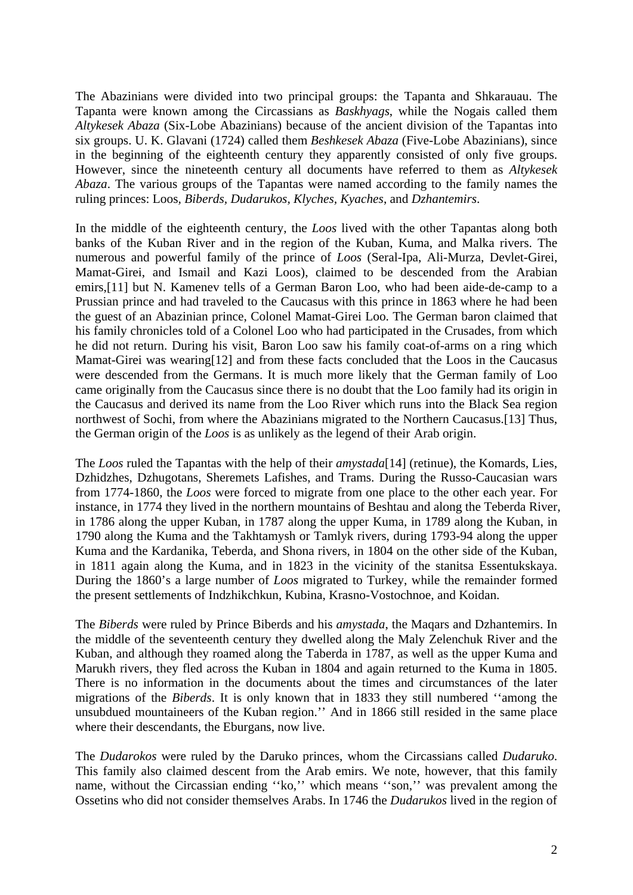The Abazinians were divided into two principal groups: the Tapanta and Shkarauau. The Tapanta were known among the Circassians as *Baskhyags*, while the Nogais called them *Altykesek Abaza* (Six-Lobe Abazinians) because of the ancient division of the Tapantas into six groups. U. K. Glavani (1724) called them *Beshkesek Abaza* (Five-Lobe Abazinians), since in the beginning of the eighteenth century they apparently consisted of only five groups. However, since the nineteenth century all documents have referred to them as *Altykesek Abaza*. The various groups of the Tapantas were named according to the family names the ruling princes: Loos, *Biberds, Dudarukos, Klyches, Kyaches*, and *Dzhantemirs*.

In the middle of the eighteenth century, the *Loos* lived with the other Tapantas along both banks of the Kuban River and in the region of the Kuban, Kuma, and Malka rivers. The numerous and powerful family of the prince of *Loos* (Seral-Ipa, Ali-Murza, Devlet-Girei, Mamat-Girei, and Ismail and Kazi Loos), claimed to be descended from the Arabian emirs,[11] but N. Kamenev tells of a German Baron Loo, who had been aide-de-camp to a Prussian prince and had traveled to the Caucasus with this prince in 1863 where he had been the guest of an Abazinian prince, Colonel Mamat-Girei Loo. The German baron claimed that his family chronicles told of a Colonel Loo who had participated in the Crusades, from which he did not return. During his visit, Baron Loo saw his family coat-of-arms on a ring which Mamat-Girei was wearing[12] and from these facts concluded that the Loos in the Caucasus were descended from the Germans. It is much more likely that the German family of Loo came originally from the Caucasus since there is no doubt that the Loo family had its origin in the Caucasus and derived its name from the Loo River which runs into the Black Sea region northwest of Sochi, from where the Abazinians migrated to the Northern Caucasus.[13] Thus, the German origin of the *Loos* is as unlikely as the legend of their Arab origin.

The *Loos* ruled the Tapantas with the help of their *amystada*[14] (retinue), the Komards, Lies, Dzhidzhes, Dzhugotans, Sheremets Lafishes, and Trams. During the Russo-Caucasian wars from 1774-1860, the *Loos* were forced to migrate from one place to the other each year. For instance, in 1774 they lived in the northern mountains of Beshtau and along the Teberda River, in 1786 along the upper Kuban, in 1787 along the upper Kuma, in 1789 along the Kuban, in 1790 along the Kuma and the Takhtamysh or Tamlyk rivers, during 1793-94 along the upper Kuma and the Kardanika, Teberda, and Shona rivers, in 1804 on the other side of the Kuban, in 1811 again along the Kuma, and in 1823 in the vicinity of the stanitsa Essentukskaya. During the 1860's a large number of *Loos* migrated to Turkey, while the remainder formed the present settlements of Indzhikchkun, Kubina, Krasno-Vostochnoe, and Koidan.

The *Biberds* were ruled by Prince Biberds and his *amystada*, the Maqars and Dzhantemirs. In the middle of the seventeenth century they dwelled along the Maly Zelenchuk River and the Kuban, and although they roamed along the Taberda in 1787, as well as the upper Kuma and Marukh rivers, they fled across the Kuban in 1804 and again returned to the Kuma in 1805. There is no information in the documents about the times and circumstances of the later migrations of the *Biberds*. It is only known that in 1833 they still numbered ''among the unsubdued mountaineers of the Kuban region.'' And in 1866 still resided in the same place where their descendants, the Eburgans, now live.

The *Dudarokos* were ruled by the Daruko princes, whom the Circassians called *Dudaruko*. This family also claimed descent from the Arab emirs. We note, however, that this family name, without the Circassian ending ''ko,'' which means ''son,'' was prevalent among the Ossetins who did not consider themselves Arabs. In 1746 the *Dudarukos* lived in the region of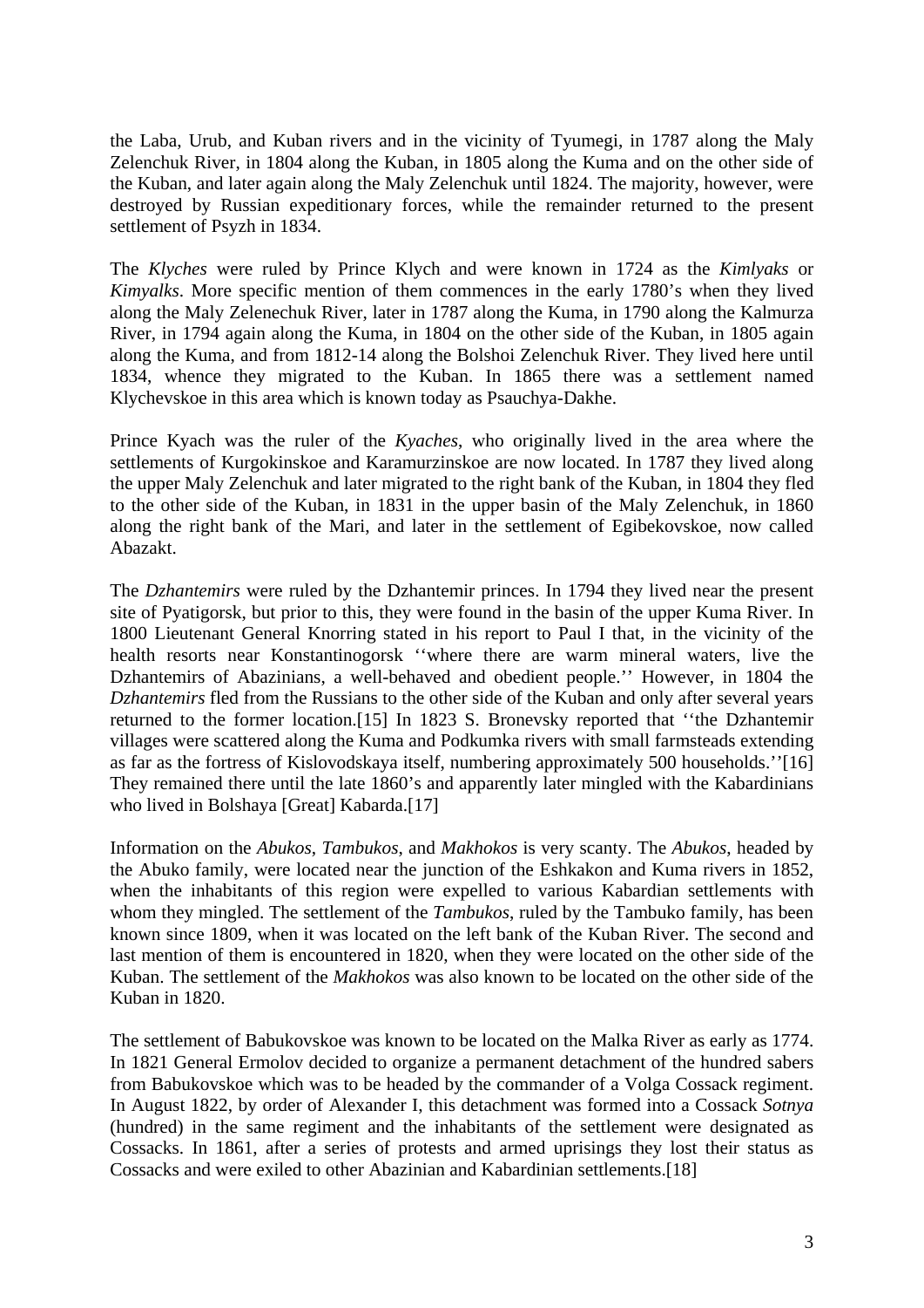the Laba, Urub, and Kuban rivers and in the vicinity of Tyumegi, in 1787 along the Maly Zelenchuk River, in 1804 along the Kuban, in 1805 along the Kuma and on the other side of the Kuban, and later again along the Maly Zelenchuk until 1824. The majority, however, were destroyed by Russian expeditionary forces, while the remainder returned to the present settlement of Psyzh in 1834.

The *Klyches* were ruled by Prince Klych and were known in 1724 as the *Kimlyaks* or *Kimyalks*. More specific mention of them commences in the early 1780's when they lived along the Maly Zelenechuk River, later in 1787 along the Kuma, in 1790 along the Kalmurza River, in 1794 again along the Kuma, in 1804 on the other side of the Kuban, in 1805 again along the Kuma, and from 1812-14 along the Bolshoi Zelenchuk River. They lived here until 1834, whence they migrated to the Kuban. In 1865 there was a settlement named Klychevskoe in this area which is known today as Psauchya-Dakhe.

Prince Kyach was the ruler of the *Kyaches*, who originally lived in the area where the settlements of Kurgokinskoe and Karamurzinskoe are now located. In 1787 they lived along the upper Maly Zelenchuk and later migrated to the right bank of the Kuban, in 1804 they fled to the other side of the Kuban, in 1831 in the upper basin of the Maly Zelenchuk, in 1860 along the right bank of the Mari, and later in the settlement of Egibekovskoe, now called Abazakt.

The *Dzhantemirs* were ruled by the Dzhantemir princes. In 1794 they lived near the present site of Pyatigorsk, but prior to this, they were found in the basin of the upper Kuma River. In 1800 Lieutenant General Knorring stated in his report to Paul I that, in the vicinity of the health resorts near Konstantinogorsk ''where there are warm mineral waters, live the Dzhantemirs of Abazinians, a well-behaved and obedient people.'' However, in 1804 the *Dzhantemirs* fled from the Russians to the other side of the Kuban and only after several years returned to the former location.[15] In 1823 S. Bronevsky reported that ''the Dzhantemir villages were scattered along the Kuma and Podkumka rivers with small farmsteads extending as far as the fortress of Kislovodskaya itself, numbering approximately 500 households.''[16] They remained there until the late 1860's and apparently later mingled with the Kabardinians who lived in Bolshaya [Great] Kabarda.[17]

Information on the *Abukos*, *Tambukos*, and *Makhokos* is very scanty. The *Abukos*, headed by the Abuko family, were located near the junction of the Eshkakon and Kuma rivers in 1852, when the inhabitants of this region were expelled to various Kabardian settlements with whom they mingled. The settlement of the *Tambukos*, ruled by the Tambuko family, has been known since 1809, when it was located on the left bank of the Kuban River. The second and last mention of them is encountered in 1820, when they were located on the other side of the Kuban. The settlement of the *Makhokos* was also known to be located on the other side of the Kuban in 1820.

The settlement of Babukovskoe was known to be located on the Malka River as early as 1774. In 1821 General Ermolov decided to organize a permanent detachment of the hundred sabers from Babukovskoe which was to be headed by the commander of a Volga Cossack regiment. In August 1822, by order of Alexander I, this detachment was formed into a Cossack *Sotnya* (hundred) in the same regiment and the inhabitants of the settlement were designated as Cossacks. In 1861, after a series of protests and armed uprisings they lost their status as Cossacks and were exiled to other Abazinian and Kabardinian settlements.[18]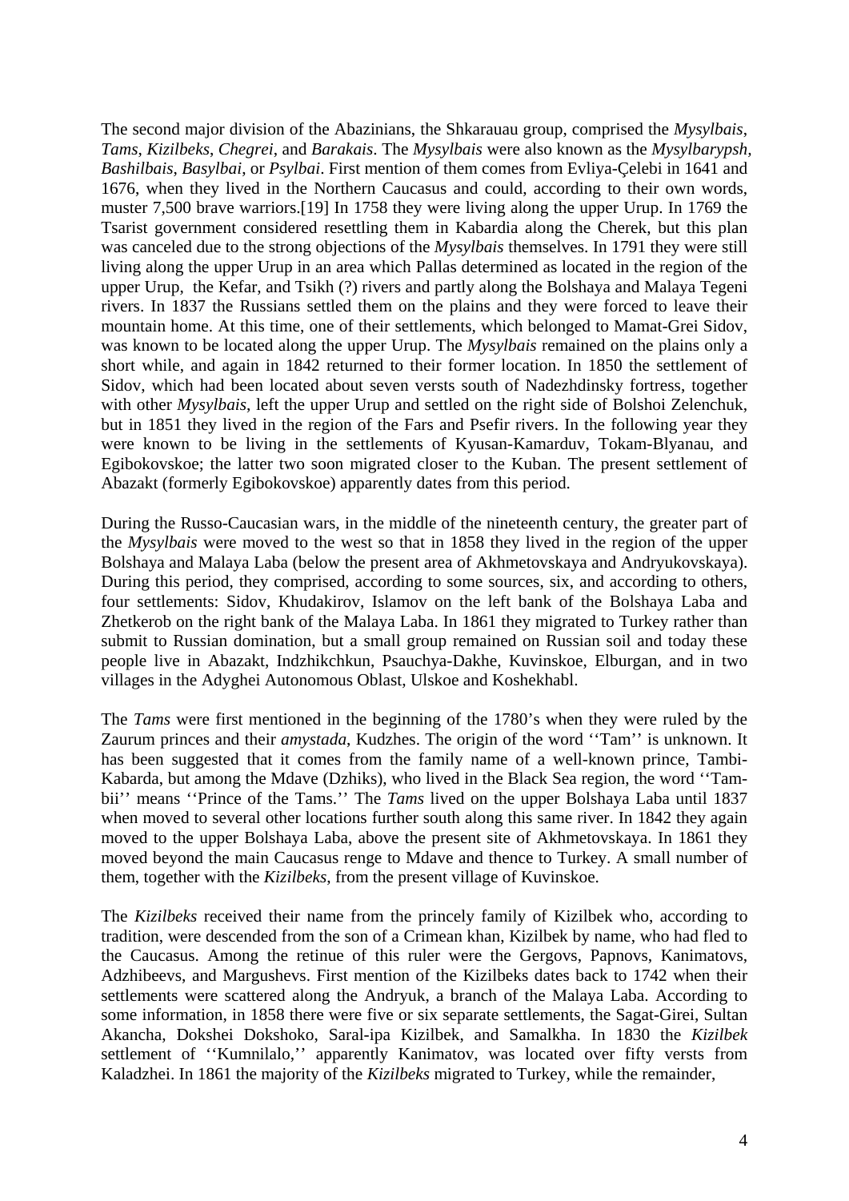The second major division of the Abazinians, the Shkarauau group, comprised the *Mysylbais*, *Tams*, *Kizilbeks*, *Chegrei*, and *Barakais*. The *Mysylbais* were also known as the *Mysylbarypsh*, *Bashilbais*, *Basylbai*, or *Psylbai*. First mention of them comes from Evliya-Çelebi in 1641 and 1676, when they lived in the Northern Caucasus and could, according to their own words, muster 7,500 brave warriors.[19] In 1758 they were living along the upper Urup. In 1769 the Tsarist government considered resettling them in Kabardia along the Cherek, but this plan was canceled due to the strong objections of the *Mysylbais* themselves. In 1791 they were still living along the upper Urup in an area which Pallas determined as located in the region of the upper Urup, the Kefar, and Tsikh (?) rivers and partly along the Bolshaya and Malaya Tegeni rivers. In 1837 the Russians settled them on the plains and they were forced to leave their mountain home. At this time, one of their settlements, which belonged to Mamat-Grei Sidov, was known to be located along the upper Urup. The *Mysylbais* remained on the plains only a short while, and again in 1842 returned to their former location. In 1850 the settlement of Sidov, which had been located about seven versts south of Nadezhdinsky fortress, together with other *Mysylbais*, left the upper Urup and settled on the right side of Bolshoi Zelenchuk, but in 1851 they lived in the region of the Fars and Psefir rivers. In the following year they were known to be living in the settlements of Kyusan-Kamarduv, Tokam-Blyanau, and Egibokovskoe; the latter two soon migrated closer to the Kuban. The present settlement of Abazakt (formerly Egibokovskoe) apparently dates from this period.

During the Russo-Caucasian wars, in the middle of the nineteenth century, the greater part of the *Mysylbais* were moved to the west so that in 1858 they lived in the region of the upper Bolshaya and Malaya Laba (below the present area of Akhmetovskaya and Andryukovskaya). During this period, they comprised, according to some sources, six, and according to others, four settlements: Sidov, Khudakirov, Islamov on the left bank of the Bolshaya Laba and Zhetkerob on the right bank of the Malaya Laba. In 1861 they migrated to Turkey rather than submit to Russian domination, but a small group remained on Russian soil and today these people live in Abazakt, Indzhikchkun, Psauchya-Dakhe, Kuvinskoe, Elburgan, and in two villages in the Adyghei Autonomous Oblast, Ulskoe and Koshekhabl.

The *Tams* were first mentioned in the beginning of the 1780's when they were ruled by the Zaurum princes and their *amystada*, Kudzhes. The origin of the word ''Tam'' is unknown. It has been suggested that it comes from the family name of a well-known prince, Tambi-Kabarda, but among the Mdave (Dzhiks), who lived in the Black Sea region, the word ''Tam-bii'' means ''Prince of the Tams.'' The *Tams* lived on the upper Bolshaya Laba until 1837 when moved to several other locations further south along this same river. In 1842 they again moved to the upper Bolshaya Laba, above the present site of Akhmetovskaya. In 1861 they moved beyond the main Caucasus renge to Mdave and thence to Turkey. A small number of them, together with the *Kizilbeks*, from the present village of Kuvinskoe.

The *Kizilbeks* received their name from the princely family of Kizilbek who, according to tradition, were descended from the son of a Crimean khan, Kizilbek by name, who had fled to the Caucasus. Among the retinue of this ruler were the Gergovs, Papnovs, Kanimatovs, Adzhibeevs, and Margushevs. First mention of the Kizilbeks dates back to 1742 when their settlements were scattered along the Andryuk, a branch of the Malaya Laba. According to some information, in 1858 there were five or six separate settlements, the Sagat-Girei, Sultan Akancha, Dokshei Dokshoko, Saral-ipa Kizilbek, and Samalkha. In 1830 the *Kizilbek* settlement of ''Kumnilalo,'' apparently Kanimatov, was located over fifty versts from Kaladzhei. In 1861 the majority of the *Kizilbeks* migrated to Turkey, while the remainder,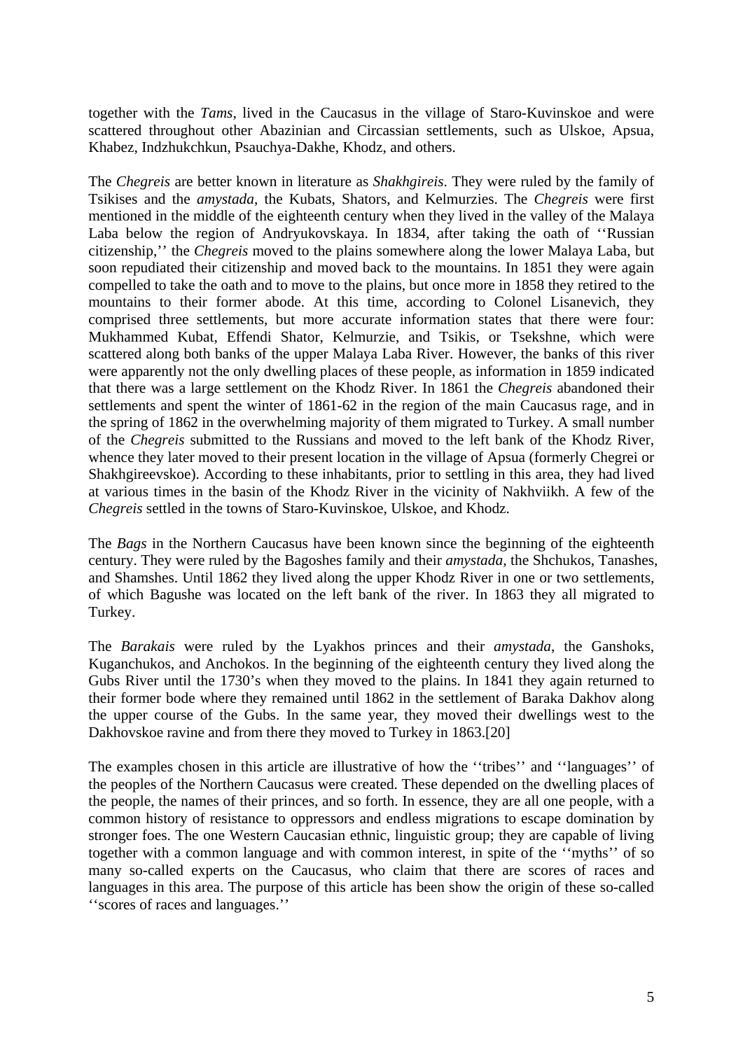together with the *Tams*, lived in the Caucasus in the village of Staro-Kuvinskoe and were scattered throughout other Abazinian and Circassian settlements, such as Ulskoe, Apsua, Khabez, Indzhukchkun, Psauchya-Dakhe, Khodz, and others.

The *Chegreis* are better known in literature as *Shakhgireis*. They were ruled by the family of Tsikises and the *amystada*, the Kubats, Shators, and Kelmurzies. The *Chegreis* were first mentioned in the middle of the eighteenth century when they lived in the valley of the Malaya Laba below the region of Andryukovskaya. In 1834, after taking the oath of ''Russian citizenship,'' the *Chegreis* moved to the plains somewhere along the lower Malaya Laba, but soon repudiated their citizenship and moved back to the mountains. In 1851 they were again compelled to take the oath and to move to the plains, but once more in 1858 they retired to the mountains to their former abode. At this time, according to Colonel Lisanevich, they comprised three settlements, but more accurate information states that there were four: Mukhammed Kubat, Effendi Shator, Kelmurzie, and Tsikis, or Tsekshne, which were scattered along both banks of the upper Malaya Laba River. However, the banks of this river were apparently not the only dwelling places of these people, as information in 1859 indicated that there was a large settlement on the Khodz River. In 1861 the *Chegreis* abandoned their settlements and spent the winter of 1861-62 in the region of the main Caucasus rage, and in the spring of 1862 in the overwhelming majority of them migrated to Turkey. A small number of the *Chegreis* submitted to the Russians and moved to the left bank of the Khodz River, whence they later moved to their present location in the village of Apsua (formerly Chegrei or Shakhgireevskoe). According to these inhabitants, prior to settling in this area, they had lived at various times in the basin of the Khodz River in the vicinity of Nakhviikh. A few of the *Chegreis* settled in the towns of Staro-Kuvinskoe, Ulskoe, and Khodz.

The *Bags* in the Northern Caucasus have been known since the beginning of the eighteenth century. They were ruled by the Bagoshes family and their *amystada*, the Shchukos, Tanashes, and Shamshes. Until 1862 they lived along the upper Khodz River in one or two settlements, of which Bagushe was located on the left bank of the river. In 1863 they all migrated to Turkey.

The *Barakais* were ruled by the Lyakhos princes and their *amystada*, the Ganshoks, Kuganchukos, and Anchokos. In the beginning of the eighteenth century they lived along the Gubs River until the 1730's when they moved to the plains. In 1841 they again returned to their former bode where they remained until 1862 in the settlement of Baraka Dakhov along the upper course of the Gubs. In the same year, they moved their dwellings west to the Dakhovskoe ravine and from there they moved to Turkey in 1863.[20]

The examples chosen in this article are illustrative of how the ''tribes'' and ''languages'' of the peoples of the Northern Caucasus were created. These depended on the dwelling places of the people, the names of their princes, and so forth. In essence, they are all one people, with a common history of resistance to oppressors and endless migrations to escape domination by stronger foes. The one Western Caucasian ethnic, linguistic group; they are capable of living together with a common language and with common interest, in spite of the ''myths'' of so many so-called experts on the Caucasus, who claim that there are scores of races and languages in this area. The purpose of this article has been show the origin of these so-called ''scores of races and languages.''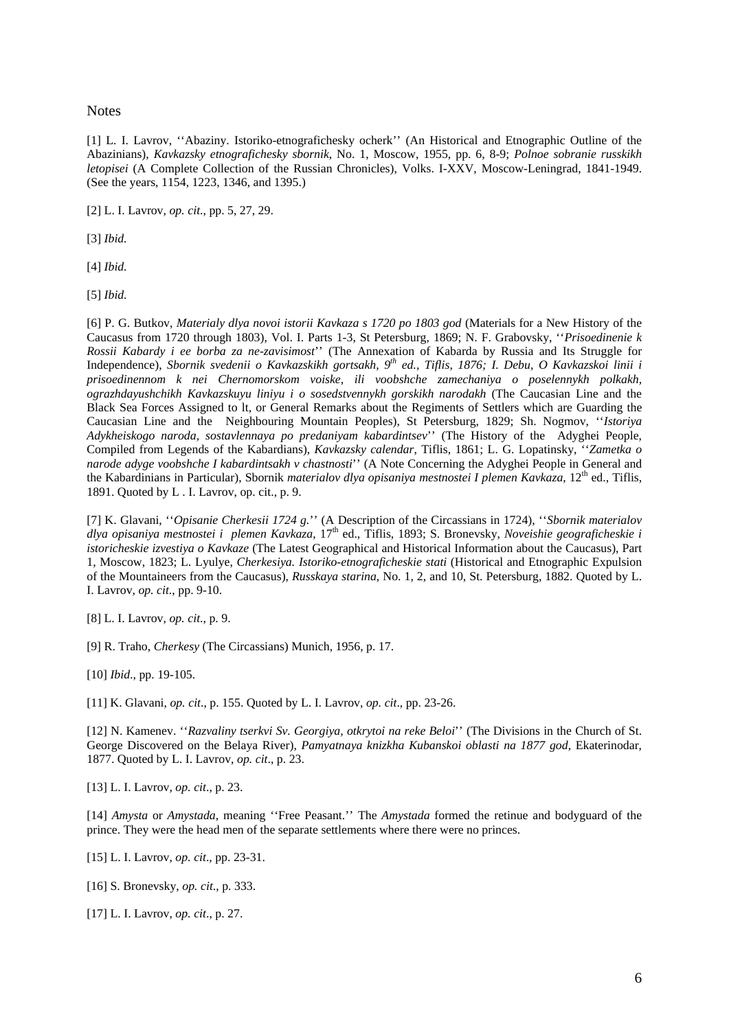Notes

[1] L. I. Lavrov, ''Abaziny. Istoriko-etnografichesky ocherk'' (An Historical and Etnographic Outline of the Abazinians), *Kavkazsky etnografichesky sbornik*, No. 1, Moscow, 1955, pp. 6, 8-9; *Polnoe sobranie russkikh letopisei* (A Complete Collection of the Russian Chronicles), Volks. I-XXV, Moscow-Leningrad, 1841-1949. (See the years, 1154, 1223, 1346, and 1395.)

[2] L. I. Lavrov, *op. cit*., pp. 5, 27, 29.

[3] *Ibid.*

[4] *Ibid.*

[5] *Ibid.*

[6] P. G. Butkov, *Materialy dlya novoi istorii Kavkaza s 1720 po 1803 god* (Materials for a New History of the Caucasus from 1720 through 1803), Vol. I. Parts 1-3, St Petersburg, 1869; N. F. Grabovsky, ''*Prisoedinenie k Rossii Kabardy i ee borba za ne-zavisimost*'' (The Annexation of Kabarda by Russia and Its Struggle for Independence), *Sbornik svedenii o Kavkazskikh gortsakh, 9th ed., Tiflis, 1876; I. Debu, O Kavkazskoi linii i prisoedinennom k nei Chernomorskom voiske, ili voobshche zamechaniya o poselennykh polkakh, ograzhdayushchikh Kavkazskuyu liniyu i o sosedstvennykh gorskikh narodakh* (The Caucasian Line and the Black Sea Forces Assigned to lt, or General Remarks about the Regiments of Settlers which are Guarding the Caucasian Line and the Neighbouring Mountain Peoples), St Petersburg, 1829; Sh. Nogmov, ''*Istoriya Adykheiskogo naroda, sostavlennaya po predaniyam kabardintsev*'' (The History of the Adyghei People, Compiled from Legends of the Kabardians), *Kavkazsky calendar*, Tiflis, 1861; L. G. Lopatinsky, ''*Zametka o narode adyge voobshche I kabardintsakh v chastnosti*'' (A Note Concerning the Adyghei People in General and the Kabardinians in Particular), Sbornik *materialov dlya opisaniya mestnostei I plemen Kavkaza*, 12th ed., Tiflis, 1891. Quoted by L . I. Lavrov, op. cit., p. 9.

[7] K. Glavani, ''*Opisanie Cherkesii 1724 g.*'' (A Description of the Circassians in 1724), ''*Sbornik materialov dlya opisaniya mestnostei i plemen Kavkaza*, 17th ed., Tiflis, 1893; S. Bronevsky, *Noveishie geograficheskie i istoricheskie izvestiya o Kavkaze* (The Latest Geographical and Historical Information about the Caucasus), Part 1, Moscow, 1823; L. Lyulye, *Cherkesiya. Istoriko-etnograficheskie stati* (Historical and Etnographic Expulsion of the Mountaineers from the Caucasus), *Russkaya starina*, No. 1, 2, and 10, St. Petersburg, 1882. Quoted by L. I. Lavrov, *op. cit*., pp. 9-10.

[8] L. I. Lavrov, *op. cit*., p. 9.

[9] R. Traho, *Cherkesy* (The Circassians) Munich, 1956, p. 17.

[10] *Ibid*., pp. 19-105.

[11] K. Glavani, *op. cit*., p. 155. Quoted by L. I. Lavrov, *op. cit*., pp. 23-26.

[12] N. Kamenev. ''*Razvaliny tserkvi Sv. Georgiya, otkrytoi na reke Beloi*'' (The Divisions in the Church of St. George Discovered on the Belaya River), *Pamyatnaya knizkha Kubanskoi oblasti na 1877 god*, Ekaterinodar, 1877. Quoted by L. I. Lavrov, *op. cit*., p. 23.

[13] L. I. Lavrov, *op. cit*., p. 23.

[14] *Amysta* or *Amystada*, meaning ''Free Peasant.'' The *Amystada* formed the retinue and bodyguard of the prince. They were the head men of the separate settlements where there were no princes.

[15] L. I. Lavrov, *op. cit*., pp. 23-31.

[16] S. Bronevsky, *op. cit*., p. 333.

[17] L. I. Lavrov, *op. cit*., p. 27.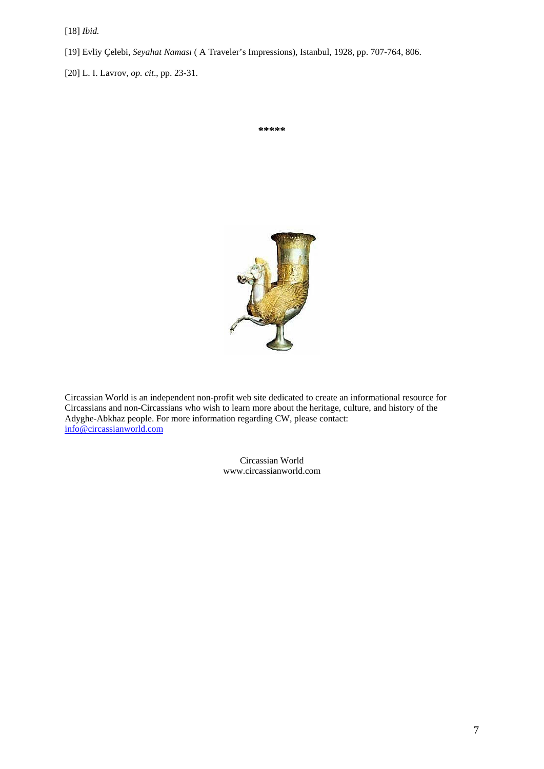[18] *Ibid.*

[19] Evliy Çelebi, *Seyahat Naması* ( A Traveler's Impressions), Istanbul, 1928, pp. 707-764, 806.

[20] L. I. Lavrov, *op. cit*., pp. 23-31.

*****

Circassian World is an independent non-profit web site dedicated to create an informational resource for Circassians and non-Circassians who wish to learn more about the heritage, culture, and history of the Adyghe-Abkhaz people. For more information regarding CW, please contact: info@circassianworld.com

Circassian World
www.circassianworld.com